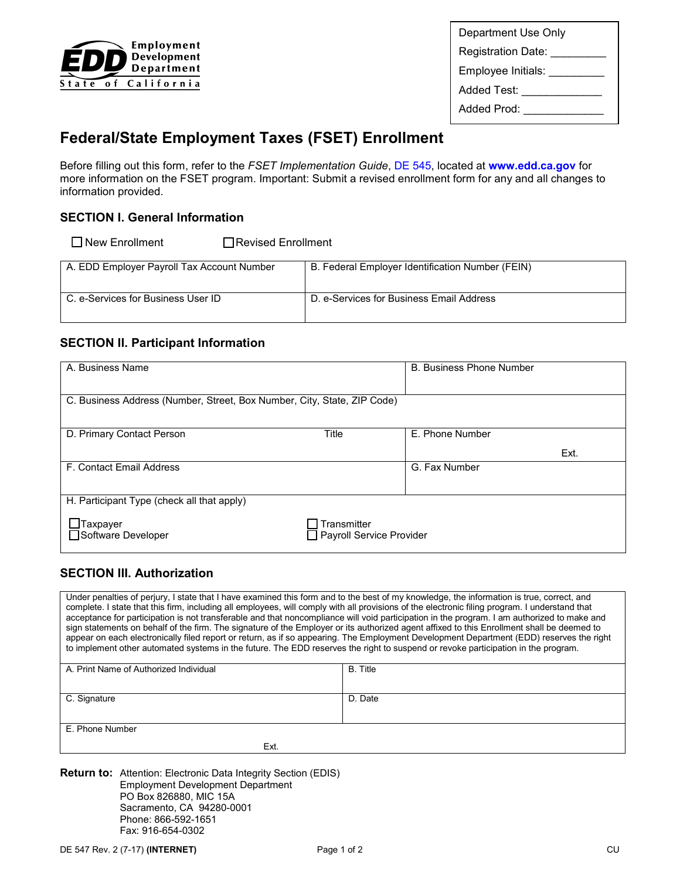Employment Development Department
State of California

| Department Use Only |
|---|
| Registration Date: _________ |
| Employee Initials: _________ |
| Added Test: _____________ |
| Added Prod: _____________ |

# Federal/State Employment Taxes (FSET) Enrollment

Before filling out this form, refer to the *FSET Implementation Guide*, DE 545, located at **www.edd.ca.gov** for more information on the FSET program. Important: Submit a revised enrollment form for any and all changes to information provided.

## SECTION I. General Information

☐ New Enrollment ☐ Revised Enrollment

| A. EDD Employer Payroll Tax Account Number | B. Federal Employer Identification Number (FEIN) |
|---|---|
| C. e-Services for Business User ID | D. e-Services for Business Email Address |

## SECTION II. Participant Information

| A. Business Name | B. Business Phone Number |
|---|---|
| C. Business Address (Number, Street, Box Number, City, State, ZIP Code) | |
| D. Primary Contact Person Title | E. Phone Number Ext. |
| F. Contact Email Address | G. Fax Number |
| H. Participant Type (check all that apply) ☐ Taxpayer ☐ Software Developer ☐ Transmitter ☐ Payroll Service Provider | |

## SECTION III. Authorization

Under penalties of perjury, I state that I have examined this form and to the best of my knowledge, the information is true, correct, and complete. I state that this firm, including all employees, will comply with all provisions of the electronic filing program. I understand that acceptance for participation is not transferable and that noncompliance will void participation in the program. I am authorized to make and sign statements on behalf of the firm. The signature of the Employer or its authorized agent affixed to this Enrollment shall be deemed to appear on each electronically filed report or return, as if so appearing. The Employment Development Department (EDD) reserves the right to implement other automated systems in the future. The EDD reserves the right to suspend or revoke participation in the program.

| A. Print Name of Authorized Individual | B. Title |
|---|---|
| C. Signature | D. Date |
| E. Phone Number Ext. | |

**Return to:** Attention: Electronic Data Integrity Section (EDIS)
Employment Development Department
PO Box 826880, MIC 15A
Sacramento, CA 94280-0001
Phone: 866-592-1651
Fax: 916-654-0302

DE 547 Rev. 2 (7-17) **(INTERNET)** CU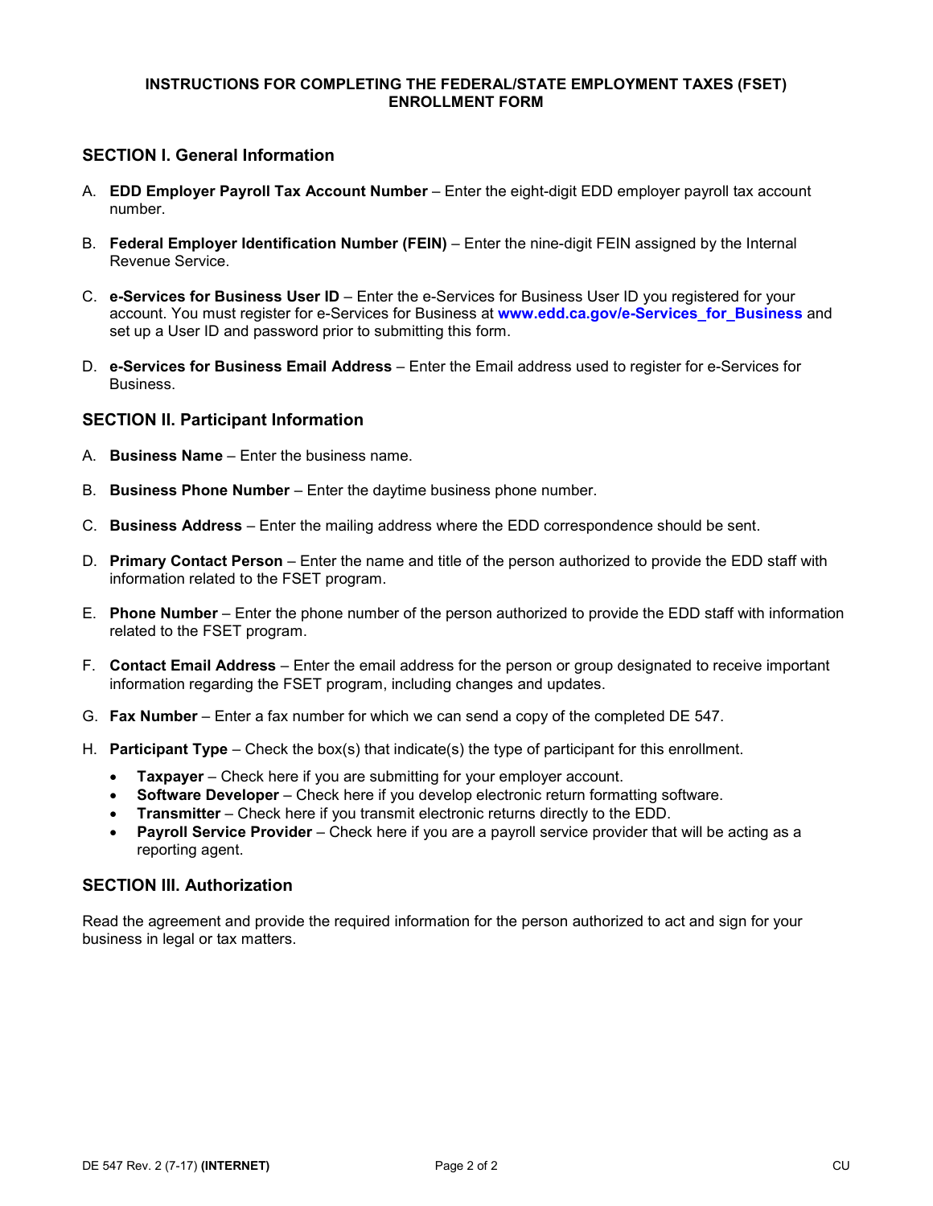# INSTRUCTIONS FOR COMPLETING THE FEDERAL/STATE EMPLOYMENT TAXES (FSET) ENROLLMENT FORM

## SECTION I. General Information

A. **EDD Employer Payroll Tax Account Number** – Enter the eight-digit EDD employer payroll tax account number.

B. **Federal Employer Identification Number (FEIN)** – Enter the nine-digit FEIN assigned by the Internal Revenue Service.

C. **e-Services for Business User ID** – Enter the e-Services for Business User ID you registered for your account. You must register for e-Services for Business at **www.edd.ca.gov/e-Services_for_Business** and set up a User ID and password prior to submitting this form.

D. **e-Services for Business Email Address** – Enter the Email address used to register for e-Services for Business.

## SECTION II. Participant Information

A. **Business Name** – Enter the business name.

B. **Business Phone Number** – Enter the daytime business phone number.

C. **Business Address** – Enter the mailing address where the EDD correspondence should be sent.

D. **Primary Contact Person** – Enter the name and title of the person authorized to provide the EDD staff with information related to the FSET program.

E. **Phone Number** – Enter the phone number of the person authorized to provide the EDD staff with information related to the FSET program.

F. **Contact Email Address** – Enter the email address for the person or group designated to receive important information regarding the FSET program, including changes and updates.

G. **Fax Number** – Enter a fax number for which we can send a copy of the completed DE 547.

H. **Participant Type** – Check the box(s) that indicate(s) the type of participant for this enrollment.

- **Taxpayer** – Check here if you are submitting for your employer account.
- **Software Developer** – Check here if you develop electronic return formatting software.
- **Transmitter** – Check here if you transmit electronic returns directly to the EDD.
- **Payroll Service Provider** – Check here if you are a payroll service provider that will be acting as a reporting agent.

## SECTION III. Authorization

Read the agreement and provide the required information for the person authorized to act and sign for your business in legal or tax matters.

DE 547 Rev. 2 (7-17) **(INTERNET)** CU